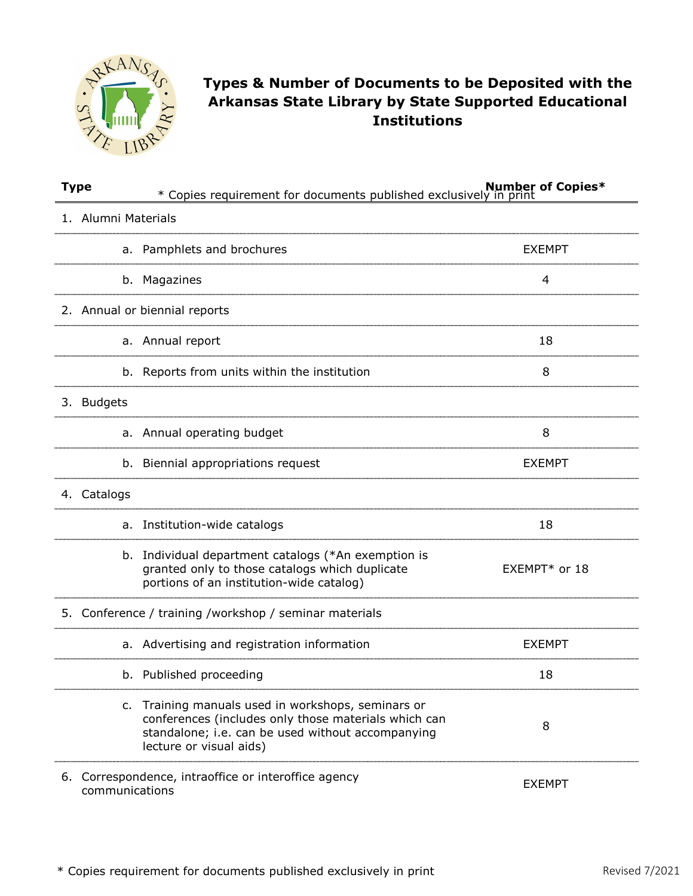# Types & Number of Documents to be Deposited with the Arkansas State Library by State Supported Educational Institutions

| Type | Number of Copies* |
|---|---|
| 1. Alumni Materials | |
| a. Pamphlets and brochures | EXEMPT |
| b. Magazines | 4 |
| 2. Annual or biennial reports | |
| a. Annual report | 18 |
| b. Reports from units within the institution | 8 |
| 3. Budgets | |
| a. Annual operating budget | 8 |
| b. Biennial appropriations request | EXEMPT |
| 4. Catalogs | |
| a. Institution-wide catalogs | 18 |
| b. Individual department catalogs (*An exemption is granted only to those catalogs which duplicate portions of an institution-wide catalog) | EXEMPT* or 18 |
| 5. Conference / training /workshop / seminar materials | |
| a. Advertising and registration information | EXEMPT |
| b. Published proceeding | 18 |
| c. Training manuals used in workshops, seminars or conferences (includes only those materials which can standalone; i.e. can be used without accompanying lecture or visual aids) | 8 |
| 6. Correspondence, intraoffice or interoffice agency communications | EXEMPT |

\* Copies requirement for documents published exclusively in print

Revised 7/2021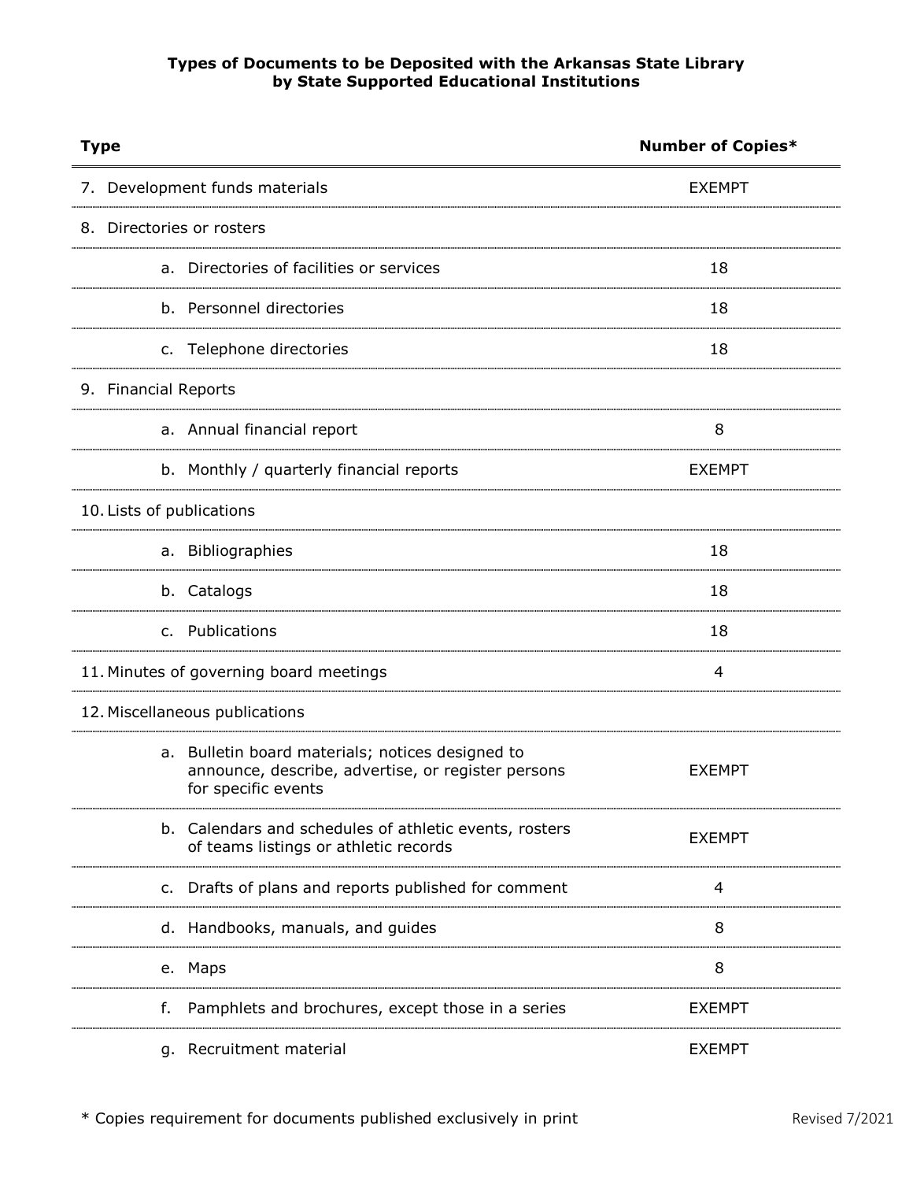**Types of Documents to be Deposited with the Arkansas State Library by State Supported Educational Institutions**

| Type | Number of Copies* |
|---|---|
| 7. Development funds materials | EXEMPT |
| 8. Directories or rosters | |
| a. Directories of facilities or services | 18 |
| b. Personnel directories | 18 |
| c. Telephone directories | 18 |
| 9. Financial Reports | |
| a. Annual financial report | 8 |
| b. Monthly / quarterly financial reports | EXEMPT |
| 10. Lists of publications | |
| a. Bibliographies | 18 |
| b. Catalogs | 18 |
| c. Publications | 18 |
| 11. Minutes of governing board meetings | 4 |
| 12. Miscellaneous publications | |
| a. Bulletin board materials; notices designed to announce, describe, advertise, or register persons for specific events | EXEMPT |
| b. Calendars and schedules of athletic events, rosters of teams listings or athletic records | EXEMPT |
| c. Drafts of plans and reports published for comment | 4 |
| d. Handbooks, manuals, and guides | 8 |
| e. Maps | 8 |
| f. Pamphlets and brochures, except those in a series | EXEMPT |
| g. Recruitment material | EXEMPT |

* Copies requirement for documents published exclusively in print

Revised 7/2021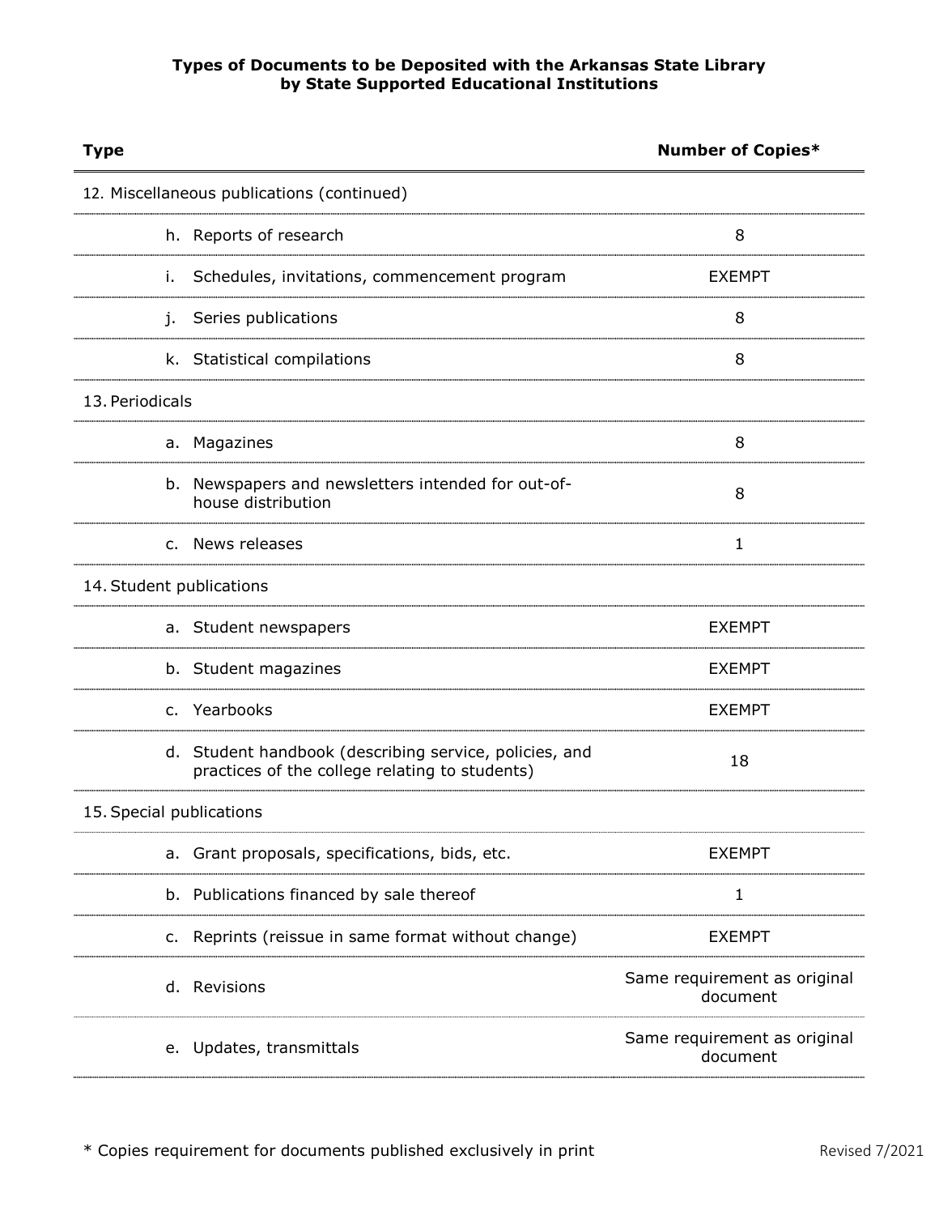**Types of Documents to be Deposited with the Arkansas State Library by State Supported Educational Institutions**

| Type | Number of Copies* |
| --- | --- |
| 12. Miscellaneous publications (continued) | |
| h. Reports of research | 8 |
| i. Schedules, invitations, commencement program | EXEMPT |
| j. Series publications | 8 |
| k. Statistical compilations | 8 |
| 13. Periodicals | |
| a. Magazines | 8 |
| b. Newspapers and newsletters intended for out-of-house distribution | 8 |
| c. News releases | 1 |
| 14. Student publications | |
| a. Student newspapers | EXEMPT |
| b. Student magazines | EXEMPT |
| c. Yearbooks | EXEMPT |
| d. Student handbook (describing service, policies, and practices of the college relating to students) | 18 |
| 15. Special publications | |
| a. Grant proposals, specifications, bids, etc. | EXEMPT |
| b. Publications financed by sale thereof | 1 |
| c. Reprints (reissue in same format without change) | EXEMPT |
| d. Revisions | Same requirement as original document |
| e. Updates, transmittals | Same requirement as original document |

* Copies requirement for documents published exclusively in print

Revised 7/2021